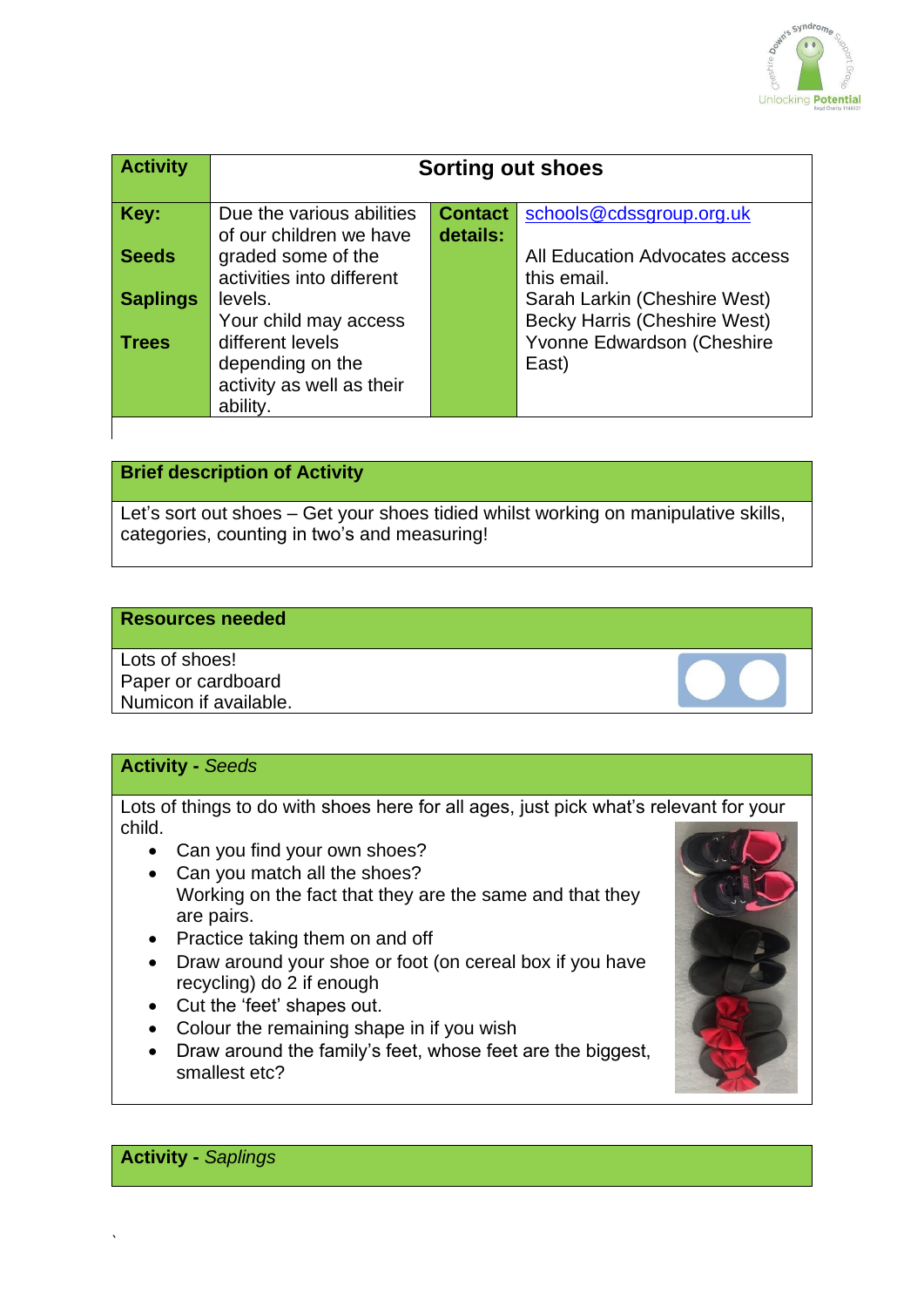| Activity | Sorting out shoes | | |
|---|---|---|---|
| **Key:**<br><br>**Seeds**<br><br>**Saplings**<br><br>**Trees** | Due the various abilities of our children we have graded some of the activities into different levels.<br>Your child may access different levels depending on the activity as well as their ability. | **Contact details:** | schools@cdssgroup.org.uk<br><br>All Education Advocates access this email.<br>Sarah Larkin (Cheshire West)<br>Becky Harris (Cheshire West)<br>Yvonne Edwardson (Cheshire East) |

| Brief description of Activity |
|---|
| Let's sort out shoes – Get your shoes tidied whilst working on manipulative skills, categories, counting in two's and measuring! |

| Resources needed |
|---|
| Lots of shoes!<br>Paper or cardboard<br>Numicon if available. |

**Activity -** *Seeds*

Lots of things to do with shoes here for all ages, just pick what's relevant for your child.

- Can you find your own shoes?
- Can you match all the shoes?
  Working on the fact that they are the same and that they are pairs.
- Practice taking them on and off
- Draw around your shoe or foot (on cereal box if you have recycling) do 2 if enough
- Cut the 'feet' shapes out.
- Colour the remaining shape in if you wish
- Draw around the family's feet, whose feet are the biggest, smallest etc?

**Activity -** *Saplings*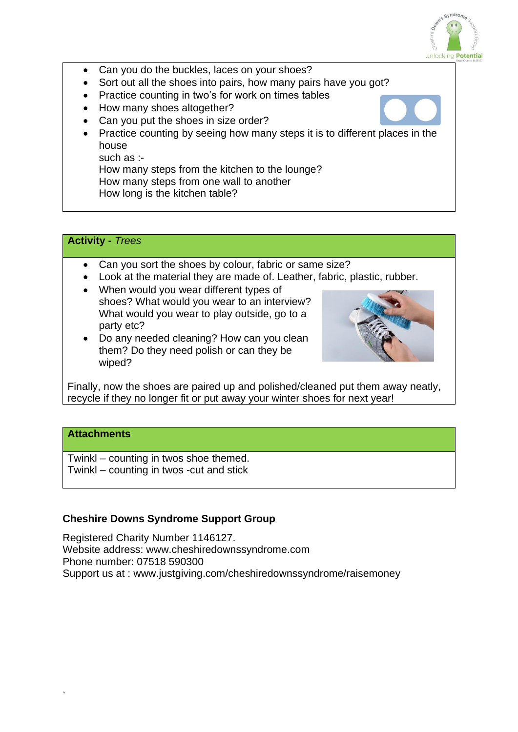- Can you do the buckles, laces on your shoes?
- Sort out all the shoes into pairs, how many pairs have you got?
- Practice counting in two's for work on times tables
- How many shoes altogether?
- Can you put the shoes in size order?
- Practice counting by seeing how many steps it is to different places in the house
  such as :-
  How many steps from the kitchen to the lounge?
  How many steps from one wall to another
  How long is the kitchen table?

**Activity -** *Trees*

- Can you sort the shoes by colour, fabric or same size?
- Look at the material they are made of. Leather, fabric, plastic, rubber.
- When would you wear different types of shoes? What would you wear to an interview? What would you wear to play outside, go to a party etc?
- Do any needed cleaning? How can you clean them? Do they need polish or can they be wiped?

Finally, now the shoes are paired up and polished/cleaned put them away neatly, recycle if they no longer fit or put away your winter shoes for next year!

**Attachments**

Twinkl – counting in twos shoe themed.
Twinkl – counting in twos -cut and stick

**Cheshire Downs Syndrome Support Group**

Registered Charity Number 1146127.
Website address: www.cheshiredownssyndrome.com
Phone number: 07518 590300
Support us at : www.justgiving.com/cheshiredownssyndrome/raisemoney